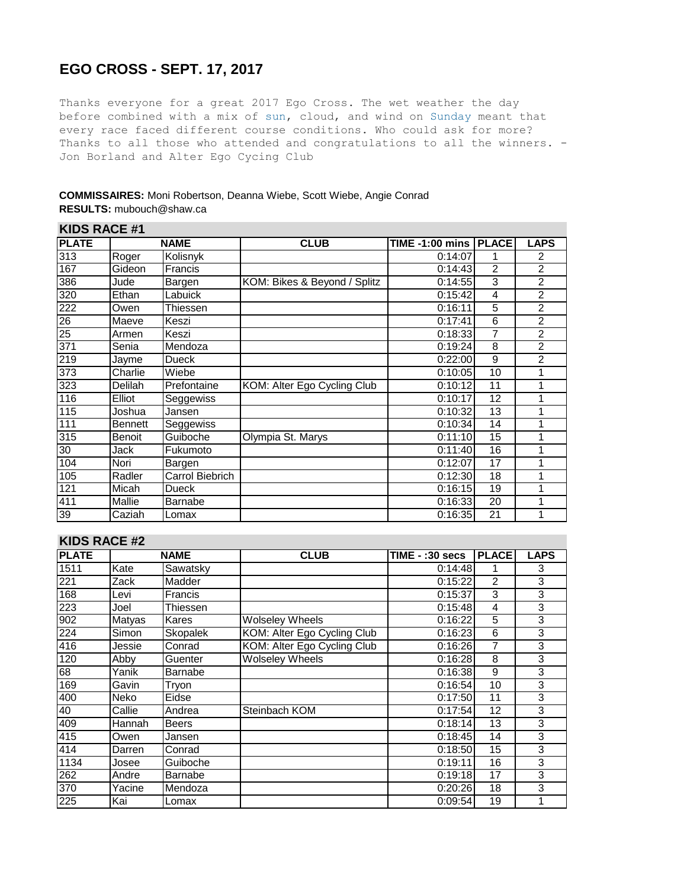# EGO CROSS - SEPT. 17, 2017

Thanks everyone for a great 2017 Ego Cross. The wet weather the day before combined with a mix of sun, cloud, and wind on Sunday meant that every race faced different course conditions. Who could ask for more? Thanks to all those who attended and congratulations to all the winners. - Jon Borland and Alter Ego Cycing Club

**COMMISSAIRES:** Moni Robertson, Deanna Wiebe, Scott Wiebe, Angie Conrad
**RESULTS:** mubouch@shaw.ca

## KIDS RACE #1

| PLATE | NAME | | CLUB | TIME -1:00 mins | PLACE | LAPS |
|---|---|---|---|---|---|---|
| 313 | Roger | Kolisnyk | | 0:14:07 | 1 | 2 |
| 167 | Gideon | Francis | | 0:14:43 | 2 | 2 |
| 386 | Jude | Bargen | KOM: Bikes & Beyond / Splitz | 0:14:55 | 3 | 2 |
| 320 | Ethan | Labuick | | 0:15:42 | 4 | 2 |
| 222 | Owen | Thiessen | | 0:16:11 | 5 | 2 |
| 26 | Maeve | Keszi | | 0:17:41 | 6 | 2 |
| 25 | Armen | Keszi | | 0:18:33 | 7 | 2 |
| 371 | Senia | Mendoza | | 0:19:24 | 8 | 2 |
| 219 | Jayme | Dueck | | 0:22:00 | 9 | 2 |
| 373 | Charlie | Wiebe | | 0:10:05 | 10 | 1 |
| 323 | Delilah | Prefontaine | KOM: Alter Ego Cycling Club | 0:10:12 | 11 | 1 |
| 116 | Elliot | Seggewiss | | 0:10:17 | 12 | 1 |
| 115 | Joshua | Jansen | | 0:10:32 | 13 | 1 |
| 111 | Bennett | Seggewiss | | 0:10:34 | 14 | 1 |
| 315 | Benoit | Guiboche | Olympia St. Marys | 0:11:10 | 15 | 1 |
| 30 | Jack | Fukumoto | | 0:11:40 | 16 | 1 |
| 104 | Nori | Bargen | | 0:12:07 | 17 | 1 |
| 105 | Radler | Carrol Biebrich | | 0:12:30 | 18 | 1 |
| 121 | Micah | Dueck | | 0:16:15 | 19 | 1 |
| 411 | Mallie | Barnabe | | 0:16:33 | 20 | 1 |
| 39 | Caziah | Lomax | | 0:16:35 | 21 | 1 |

## KIDS RACE #2

| PLATE | NAME | | CLUB | TIME - :30 secs | PLACE | LAPS |
|---|---|---|---|---|---|---|
| 1511 | Kate | Sawatsky | | 0:14:48 | 1 | 3 |
| 221 | Zack | Madder | | 0:15:22 | 2 | 3 |
| 168 | Levi | Francis | | 0:15:37 | 3 | 3 |
| 223 | Joel | Thiessen | | 0:15:48 | 4 | 3 |
| 902 | Matyas | Kares | Wolseley Wheels | 0:16:22 | 5 | 3 |
| 224 | Simon | Skopalek | KOM: Alter Ego Cycling Club | 0:16:23 | 6 | 3 |
| 416 | Jessie | Conrad | KOM: Alter Ego Cycling Club | 0:16:26 | 7 | 3 |
| 120 | Abby | Guenter | Wolseley Wheels | 0:16:28 | 8 | 3 |
| 68 | Yanik | Barnabe | | 0:16:38 | 9 | 3 |
| 169 | Gavin | Tryon | | 0:16:54 | 10 | 3 |
| 400 | Neko | Eidse | | 0:17:50 | 11 | 3 |
| 40 | Callie | Andrea | Steinbach KOM | 0:17:54 | 12 | 3 |
| 409 | Hannah | Beers | | 0:18:14 | 13 | 3 |
| 415 | Owen | Jansen | | 0:18:45 | 14 | 3 |
| 414 | Darren | Conrad | | 0:18:50 | 15 | 3 |
| 1134 | Josee | Guiboche | | 0:19:11 | 16 | 3 |
| 262 | Andre | Barnabe | | 0:19:18 | 17 | 3 |
| 370 | Yacine | Mendoza | | 0:20:26 | 18 | 3 |
| 225 | Kai | Lomax | | 0:09:54 | 19 | 1 |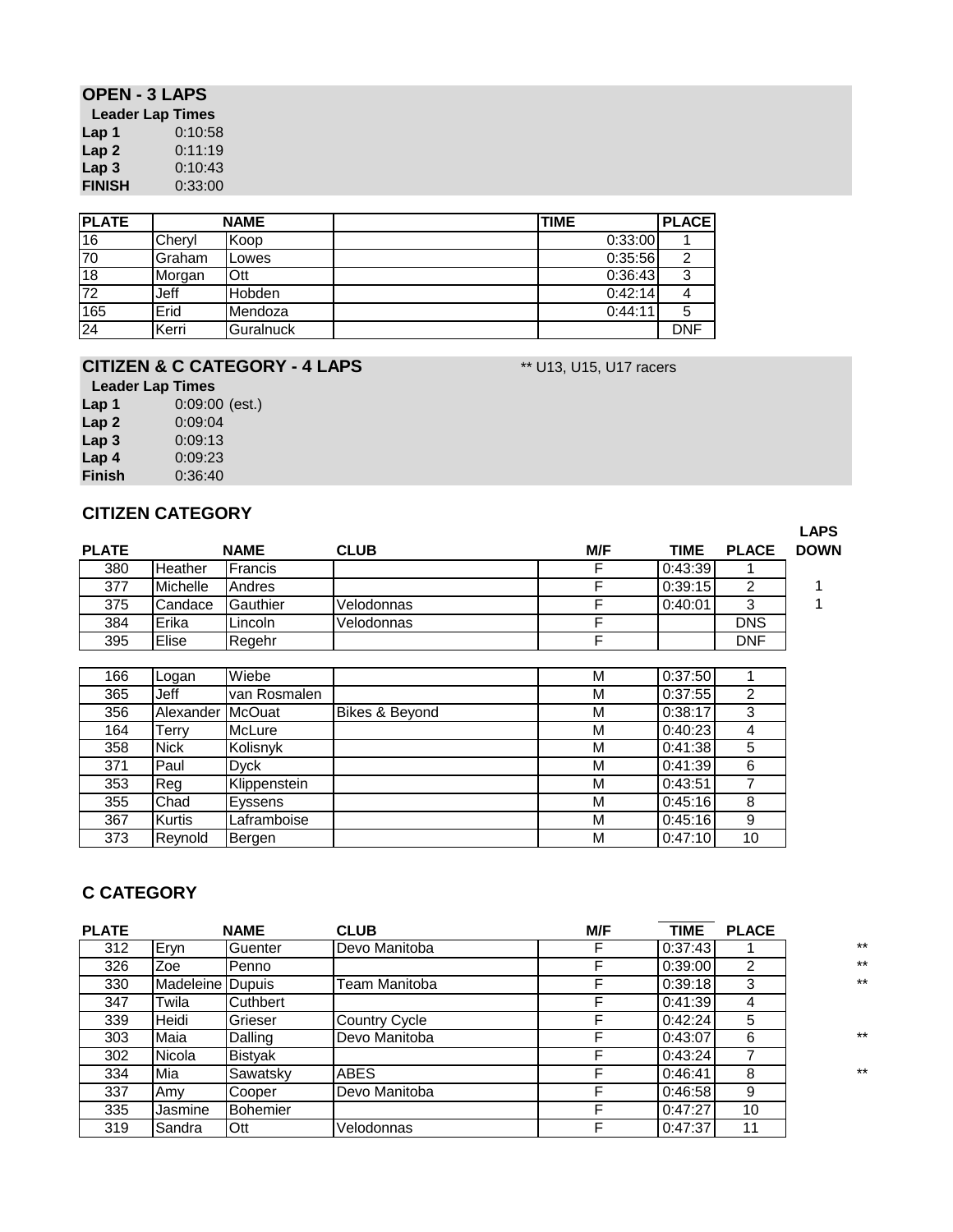## OPEN - 3 LAPS

**Leader Lap Times**

| | |
|---|---|
| **Lap 1** | 0:10:58 |
| **Lap 2** | 0:11:19 |
| **Lap 3** | 0:10:43 |
| **FINISH** | 0:33:00 |

| PLATE | NAME | | | TIME | PLACE |
|---|---|---|---|---|---|
| 16 | Cheryl | Koop | | 0:33:00 | 1 |
| 70 | Graham | Lowes | | 0:35:56 | 2 |
| 18 | Morgan | Ott | | 0:36:43 | 3 |
| 72 | Jeff | Hobden | | 0:42:14 | 4 |
| 165 | Erid | Mendoza | | 0:44:11 | 5 |
| 24 | Kerri | Guralnuck | | | DNF |

## CITIZEN & C CATEGORY - 4 LAPS

** U13, U15, U17 racers

**Leader Lap Times**

| | |
|---|---|
| **Lap 1** | 0:09:00 (est.) |
| **Lap 2** | 0:09:04 |
| **Lap 3** | 0:09:13 |
| **Lap 4** | 0:09:23 |
| **Finish** | 0:36:40 |

### CITIZEN CATEGORY

| PLATE | NAME | | CLUB | M/F | TIME | PLACE | LAPS DOWN |
|---|---|---|---|---|---|---|---|
| 380 | Heather | Francis | | F | 0:43:39 | 1 | |
| 377 | Michelle | Andres | | F | 0:39:15 | 2 | 1 |
| 375 | Candace | Gauthier | Velodonnas | F | 0:40:01 | 3 | 1 |
| 384 | Erika | Lincoln | Velodonnas | F | | DNS | |
| 395 | Elise | Regehr | | F | | DNF | |

| PLATE | NAME | | CLUB | M/F | TIME | PLACE |
|---|---|---|---|---|---|---|
| 166 | Logan | Wiebe | | M | 0:37:50 | 1 |
| 365 | Jeff | van Rosmalen | | M | 0:37:55 | 2 |
| 356 | Alexander | McOuat | Bikes & Beyond | M | 0:38:17 | 3 |
| 164 | Terry | McLure | | M | 0:40:23 | 4 |
| 358 | Nick | Kolisnyk | | M | 0:41:38 | 5 |
| 371 | Paul | Dyck | | M | 0:41:39 | 6 |
| 353 | Reg | Klippenstein | | M | 0:43:51 | 7 |
| 355 | Chad | Eyssens | | M | 0:45:16 | 8 |
| 367 | Kurtis | Laframboise | | M | 0:45:16 | 9 |
| 373 | Reynold | Bergen | | M | 0:47:10 | 10 |

### C CATEGORY

| PLATE | NAME | | CLUB | M/F | TIME | PLACE | |
|---|---|---|---|---|---|---|---|
| 312 | Eryn | Guenter | Devo Manitoba | F | 0:37:43 | 1 | ** |
| 326 | Zoe | Penno | | F | 0:39:00 | 2 | ** |
| 330 | Madeleine | Dupuis | Team Manitoba | F | 0:39:18 | 3 | ** |
| 347 | Twila | Cuthbert | | F | 0:41:39 | 4 | |
| 339 | Heidi | Grieser | Country Cycle | F | 0:42:24 | 5 | |
| 303 | Maia | Dalling | Devo Manitoba | F | 0:43:07 | 6 | ** |
| 302 | Nicola | Bistyak | | F | 0:43:24 | 7 | |
| 334 | Mia | Sawatsky | ABES | F | 0:46:41 | 8 | ** |
| 337 | Amy | Cooper | Devo Manitoba | F | 0:46:58 | 9 | |
| 335 | Jasmine | Bohemier | | F | 0:47:27 | 10 | |
| 319 | Sandra | Ott | Velodonnas | F | 0:47:37 | 11 | |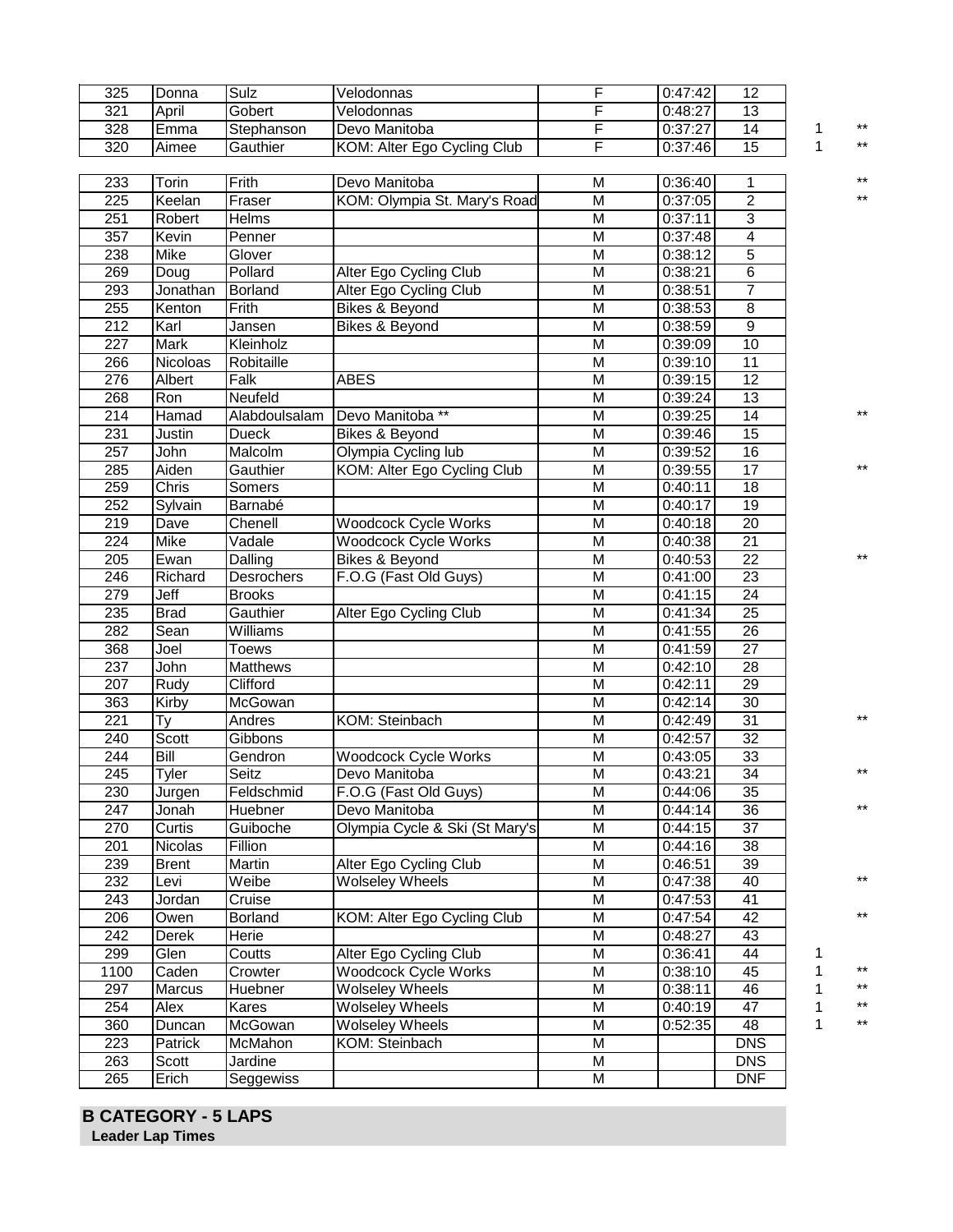| | | | | | | | | |
|---|---|---|---|---|---|---|---|---|
| 325 | Donna | Sulz | Velodonnas | F | 0:47:42 | 12 | | |
| 321 | April | Gobert | Velodonnas | F | 0:48:27 | 13 | | |
| 328 | Emma | Stephanson | Devo Manitoba | F | 0:37:27 | 14 | 1 | ** |
| 320 | Aimee | Gauthier | KOM: Alter Ego Cycling Club | F | 0:37:46 | 15 | 1 | ** |

| | | | | | | | | |
|---|---|---|---|---|---|---|---|---|
| 233 | Torin | Frith | Devo Manitoba | M | 0:36:40 | 1 | | ** |
| 225 | Keelan | Fraser | KOM: Olympia St. Mary's Road | M | 0:37:05 | 2 | | ** |
| 251 | Robert | Helms | | M | 0:37:11 | 3 | | |
| 357 | Kevin | Penner | | M | 0:37:48 | 4 | | |
| 238 | Mike | Glover | | M | 0:38:12 | 5 | | |
| 269 | Doug | Pollard | Alter Ego Cycling Club | M | 0:38:21 | 6 | | |
| 293 | Jonathan | Borland | Alter Ego Cycling Club | M | 0:38:51 | 7 | | |
| 255 | Kenton | Frith | Bikes & Beyond | M | 0:38:53 | 8 | | |
| 212 | Karl | Jansen | Bikes & Beyond | M | 0:38:59 | 9 | | |
| 227 | Mark | Kleinholz | | M | 0:39:09 | 10 | | |
| 266 | Nicoloas | Robitaille | | M | 0:39:10 | 11 | | |
| 276 | Albert | Falk | ABES | M | 0:39:15 | 12 | | |
| 268 | Ron | Neufeld | | M | 0:39:24 | 13 | | |
| 214 | Hamad | Alabdoulsalam | Devo Manitoba ** | M | 0:39:25 | 14 | | ** |
| 231 | Justin | Dueck | Bikes & Beyond | M | 0:39:46 | 15 | | |
| 257 | John | Malcolm | Olympia Cycling lub | M | 0:39:52 | 16 | | |
| 285 | Aiden | Gauthier | KOM: Alter Ego Cycling Club | M | 0:39:55 | 17 | | ** |
| 259 | Chris | Somers | | M | 0:40:11 | 18 | | |
| 252 | Sylvain | Barnabé | | M | 0:40:17 | 19 | | |
| 219 | Dave | Chenell | Woodcock Cycle Works | M | 0:40:18 | 20 | | |
| 224 | Mike | Vadale | Woodcock Cycle Works | M | 0:40:38 | 21 | | |
| 205 | Ewan | Dalling | Bikes & Beyond | M | 0:40:53 | 22 | | ** |
| 246 | Richard | Desrochers | F.O.G (Fast Old Guys) | M | 0:41:00 | 23 | | |
| 279 | Jeff | Brooks | | M | 0:41:15 | 24 | | |
| 235 | Brad | Gauthier | Alter Ego Cycling Club | M | 0:41:34 | 25 | | |
| 282 | Sean | Williams | | M | 0:41:55 | 26 | | |
| 368 | Joel | Toews | | M | 0:41:59 | 27 | | |
| 237 | John | Matthews | | M | 0:42:10 | 28 | | |
| 207 | Rudy | Clifford | | M | 0:42:11 | 29 | | |
| 363 | Kirby | McGowan | | M | 0:42:14 | 30 | | |
| 221 | Ty | Andres | KOM: Steinbach | M | 0:42:49 | 31 | | ** |
| 240 | Scott | Gibbons | | M | 0:42:57 | 32 | | |
| 244 | Bill | Gendron | Woodcock Cycle Works | M | 0:43:05 | 33 | | |
| 245 | Tyler | Seitz | Devo Manitoba | M | 0:43:21 | 34 | | ** |
| 230 | Jurgen | Feldschmid | F.O.G (Fast Old Guys) | M | 0:44:06 | 35 | | |
| 247 | Jonah | Huebner | Devo Manitoba | M | 0:44:14 | 36 | | ** |
| 270 | Curtis | Guiboche | Olympia Cycle & Ski (St Mary's | M | 0:44:15 | 37 | | |
| 201 | Nicolas | Fillion | | M | 0:44:16 | 38 | | |
| 239 | Brent | Martin | Alter Ego Cycling Club | M | 0:46:51 | 39 | | |
| 232 | Levi | Weibe | Wolseley Wheels | M | 0:47:38 | 40 | | ** |
| 243 | Jordan | Cruise | | M | 0:47:53 | 41 | | |
| 206 | Owen | Borland | KOM: Alter Ego Cycling Club | M | 0:47:54 | 42 | | ** |
| 242 | Derek | Herie | | M | 0:48:27 | 43 | | |
| 299 | Glen | Coutts | Alter Ego Cycling Club | M | 0:36:41 | 44 | 1 | |
| 1100 | Caden | Crowter | Woodcock Cycle Works | M | 0:38:10 | 45 | 1 | ** |
| 297 | Marcus | Huebner | Wolseley Wheels | M | 0:38:11 | 46 | 1 | ** |
| 254 | Alex | Kares | Wolseley Wheels | M | 0:40:19 | 47 | 1 | ** |
| 360 | Duncan | McGowan | Wolseley Wheels | M | 0:52:35 | 48 | 1 | ** |
| 223 | Patrick | McMahon | KOM: Steinbach | M | | DNS | | |
| 263 | Scott | Jardine | | M | | DNS | | |
| 265 | Erich | Seggewiss | | M | | DNF | | |

**B CATEGORY - 5 LAPS**

**Leader Lap Times**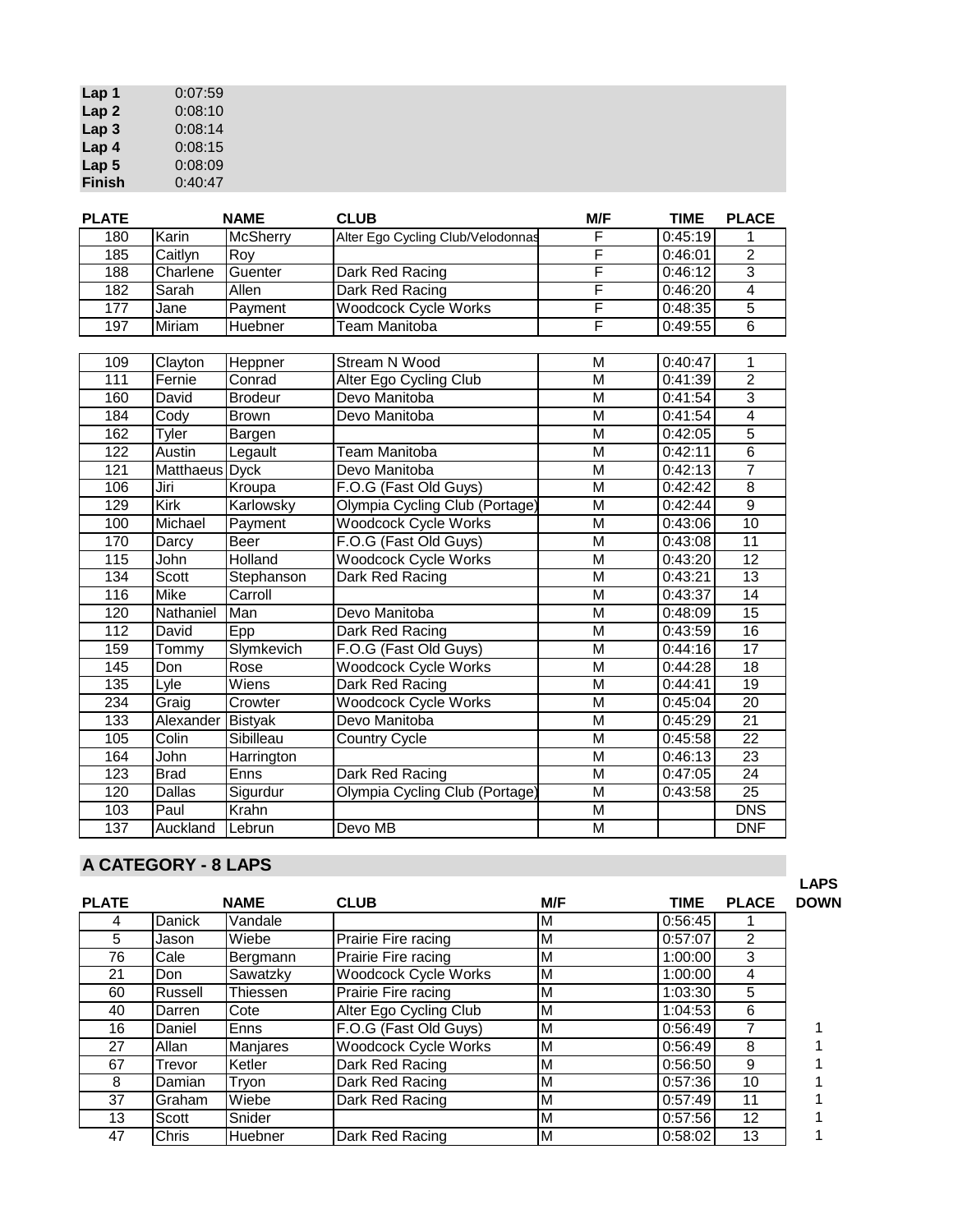| | |
|---|---|
| **Lap 1** | 0:07:59 |
| **Lap 2** | 0:08:10 |
| **Lap 3** | 0:08:14 |
| **Lap 4** | 0:08:15 |
| **Lap 5** | 0:08:09 |
| **Finish** | 0:40:47 |

| PLATE | NAME | | CLUB | M/F | TIME | PLACE |
|---|---|---|---|---|---|---|
| 180 | Karin | McSherry | Alter Ego Cycling Club/Velodonnas | F | 0:45:19 | 1 |
| 185 | Caitlyn | Roy | | F | 0:46:01 | 2 |
| 188 | Charlene | Guenter | Dark Red Racing | F | 0:46:12 | 3 |
| 182 | Sarah | Allen | Dark Red Racing | F | 0:46:20 | 4 |
| 177 | Jane | Payment | Woodcock Cycle Works | F | 0:48:35 | 5 |
| 197 | Miriam | Huebner | Team Manitoba | F | 0:49:55 | 6 |
| | | | | | | |
| 109 | Clayton | Heppner | Stream N Wood | M | 0:40:47 | 1 |
| 111 | Fernie | Conrad | Alter Ego Cycling Club | M | 0:41:39 | 2 |
| 160 | David | Brodeur | Devo Manitoba | M | 0:41:54 | 3 |
| 184 | Cody | Brown | Devo Manitoba | M | 0:41:54 | 4 |
| 162 | Tyler | Bargen | | M | 0:42:05 | 5 |
| 122 | Austin | Legault | Team Manitoba | M | 0:42:11 | 6 |
| 121 | Matthaeus | Dyck | Devo Manitoba | M | 0:42:13 | 7 |
| 106 | Jiri | Kroupa | F.O.G (Fast Old Guys) | M | 0:42:42 | 8 |
| 129 | Kirk | Karlowsky | Olympia Cycling Club (Portage) | M | 0:42:44 | 9 |
| 100 | Michael | Payment | Woodcock Cycle Works | M | 0:43:06 | 10 |
| 170 | Darcy | Beer | F.O.G (Fast Old Guys) | M | 0:43:08 | 11 |
| 115 | John | Holland | Woodcock Cycle Works | M | 0:43:20 | 12 |
| 134 | Scott | Stephanson | Dark Red Racing | M | 0:43:21 | 13 |
| 116 | Mike | Carroll | | M | 0:43:37 | 14 |
| 120 | Nathaniel | Man | Devo Manitoba | M | 0:48:09 | 15 |
| 112 | David | Epp | Dark Red Racing | M | 0:43:59 | 16 |
| 159 | Tommy | Slymkevich | F.O.G (Fast Old Guys) | M | 0:44:16 | 17 |
| 145 | Don | Rose | Woodcock Cycle Works | M | 0:44:28 | 18 |
| 135 | Lyle | Wiens | Dark Red Racing | M | 0:44:41 | 19 |
| 234 | Graig | Crowter | Woodcock Cycle Works | M | 0:45:04 | 20 |
| 133 | Alexander | Bistyak | Devo Manitoba | M | 0:45:29 | 21 |
| 105 | Colin | Sibilleau | Country Cycle | M | 0:45:58 | 22 |
| 164 | John | Harrington | | M | 0:46:13 | 23 |
| 123 | Brad | Enns | Dark Red Racing | M | 0:47:05 | 24 |
| 120 | Dallas | Sigurdur | Olympia Cycling Club (Portage) | M | 0:43:58 | 25 |
| 103 | Paul | Krahn | | M | | DNS |
| 137 | Auckland | Lebrun | Devo MB | M | | DNF |

## A CATEGORY - 8 LAPS

| PLATE | NAME | | CLUB | M/F | TIME | PLACE | LAPS DOWN |
|---|---|---|---|---|---|---|---|
| 4 | Danick | Vandale | | M | 0:56:45 | 1 | |
| 5 | Jason | Wiebe | Prairie Fire racing | M | 0:57:07 | 2 | |
| 76 | Cale | Bergmann | Prairie Fire racing | M | 1:00:00 | 3 | |
| 21 | Don | Sawatzky | Woodcock Cycle Works | M | 1:00:00 | 4 | |
| 60 | Russell | Thiessen | Prairie Fire racing | M | 1:03:30 | 5 | |
| 40 | Darren | Cote | Alter Ego Cycling Club | M | 1:04:53 | 6 | |
| 16 | Daniel | Enns | F.O.G (Fast Old Guys) | M | 0:56:49 | 7 | 1 |
| 27 | Allan | Manjares | Woodcock Cycle Works | M | 0:56:49 | 8 | 1 |
| 67 | Trevor | Ketler | Dark Red Racing | M | 0:56:50 | 9 | 1 |
| 8 | Damian | Tryon | Dark Red Racing | M | 0:57:36 | 10 | 1 |
| 37 | Graham | Wiebe | Dark Red Racing | M | 0:57:49 | 11 | 1 |
| 13 | Scott | Snider | | M | 0:57:56 | 12 | 1 |
| 47 | Chris | Huebner | Dark Red Racing | M | 0:58:02 | 13 | 1 |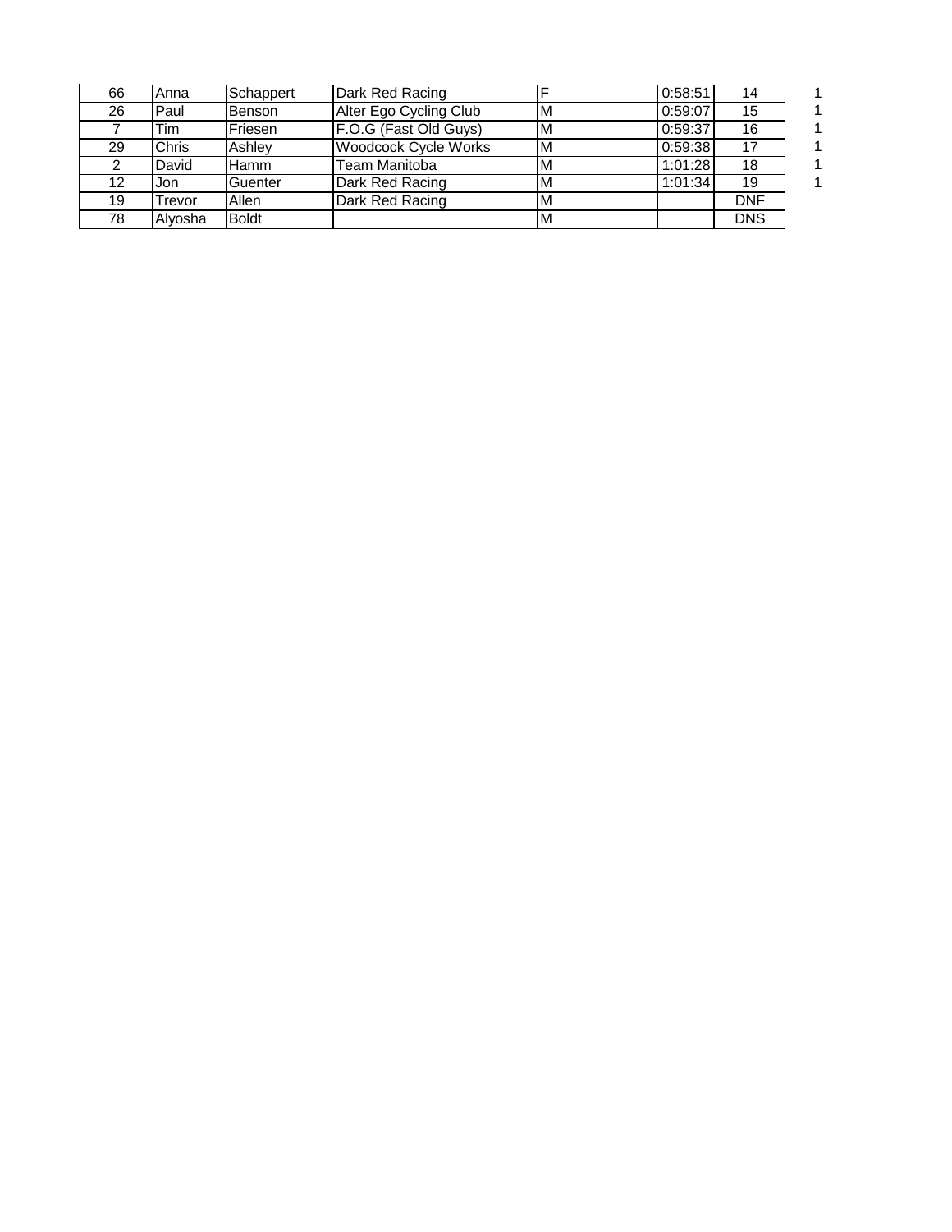| | | | | | | | |
|---|---|---|---|---|---|---|---|
| 66 | Anna | Schappert | Dark Red Racing | F | 0:58:51 | 14 | 1 |
| 26 | Paul | Benson | Alter Ego Cycling Club | M | 0:59:07 | 15 | 1 |
| 7 | Tim | Friesen | F.O.G (Fast Old Guys) | M | 0:59:37 | 16 | 1 |
| 29 | Chris | Ashley | Woodcock Cycle Works | M | 0:59:38 | 17 | 1 |
| 2 | David | Hamm | Team Manitoba | M | 1:01:28 | 18 | 1 |
| 12 | Jon | Guenter | Dark Red Racing | M | 1:01:34 | 19 | 1 |
| 19 | Trevor | Allen | Dark Red Racing | M | | DNF | |
| 78 | Alyosha | Boldt | | M | | DNS | |